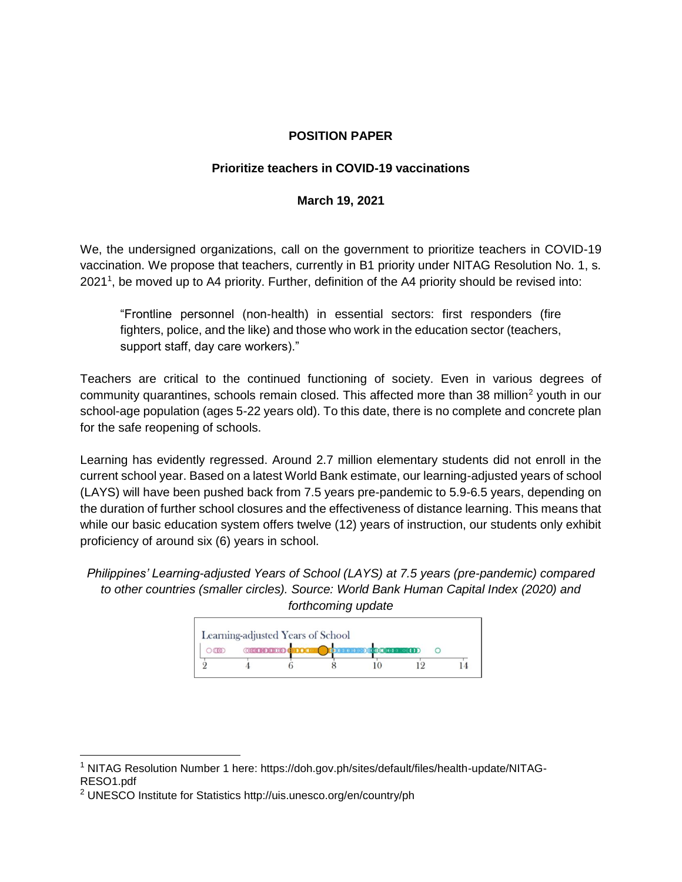**POSITION PAPER**

**Prioritize teachers in COVID-19 vaccinations**

**March 19, 2021**

We, the undersigned organizations, call on the government to prioritize teachers in COVID-19 vaccination. We propose that teachers, currently in B1 priority under NITAG Resolution No. 1, s. 2021[1], be moved up to A4 priority. Further, definition of the A4 priority should be revised into:

> "Frontline personnel (non-health) in essential sectors: first responders (fire fighters, police, and the like) and those who work in the education sector (teachers, support staff, day care workers)."

Teachers are critical to the continued functioning of society. Even in various degrees of community quarantines, schools remain closed. This affected more than 38 million[2] youth in our school-age population (ages 5-22 years old). To this date, there is no complete and concrete plan for the safe reopening of schools.

Learning has evidently regressed. Around 2.7 million elementary students did not enroll in the current school year. Based on a latest World Bank estimate, our learning-adjusted years of school (LAYS) will have been pushed back from 7.5 years pre-pandemic to 5.9-6.5 years, depending on the duration of further school closures and the effectiveness of distance learning. This means that while our basic education system offers twelve (12) years of instruction, our students only exhibit proficiency of around six (6) years in school.

*Philippines' Learning-adjusted Years of School (LAYS) at 7.5 years (pre-pandemic) compared to other countries (smaller circles). Source: World Bank Human Capital Index (2020) and forthcoming update*

Learning-adjusted Years of School

2 4 6 8 10 12 14

---

[1] NITAG Resolution Number 1 here: https://doh.gov.ph/sites/default/files/health-update/NITAG-RESO1.pdf

[2] UNESCO Institute for Statistics http://uis.unesco.org/en/country/ph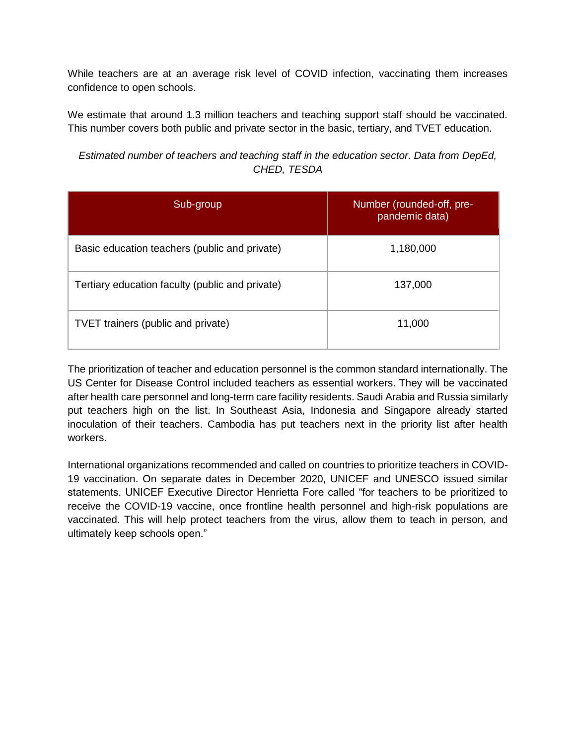While teachers are at an average risk level of COVID infection, vaccinating them increases confidence to open schools.

We estimate that around 1.3 million teachers and teaching support staff should be vaccinated. This number covers both public and private sector in the basic, tertiary, and TVET education.

*Estimated number of teachers and teaching staff in the education sector. Data from DepEd, CHED, TESDA*

| Sub-group | Number (rounded-off, pre-pandemic data) |
|---|---|
| Basic education teachers (public and private) | 1,180,000 |
| Tertiary education faculty (public and private) | 137,000 |
| TVET trainers (public and private) | 11,000 |

The prioritization of teacher and education personnel is the common standard internationally. The US Center for Disease Control included teachers as essential workers. They will be vaccinated after health care personnel and long-term care facility residents. Saudi Arabia and Russia similarly put teachers high on the list. In Southeast Asia, Indonesia and Singapore already started inoculation of their teachers. Cambodia has put teachers next in the priority list after health workers.

International organizations recommended and called on countries to prioritize teachers in COVID-19 vaccination. On separate dates in December 2020, UNICEF and UNESCO issued similar statements. UNICEF Executive Director Henrietta Fore called "for teachers to be prioritized to receive the COVID-19 vaccine, once frontline health personnel and high-risk populations are vaccinated. This will help protect teachers from the virus, allow them to teach in person, and ultimately keep schools open."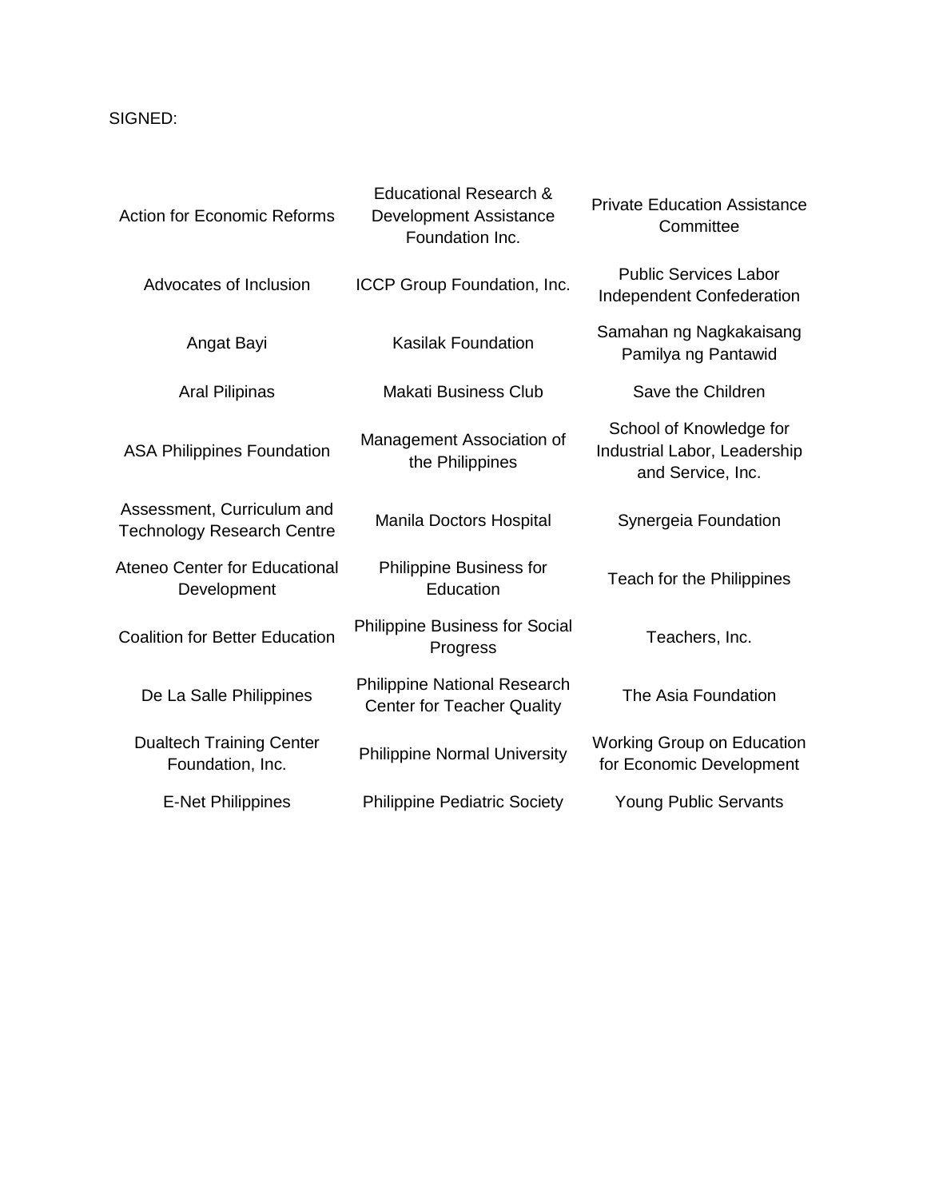SIGNED:

| | | |
|---|---|---|
| Action for Economic Reforms | Educational Research & Development Assistance Foundation Inc. | Private Education Assistance Committee |
| Advocates of Inclusion | ICCP Group Foundation, Inc. | Public Services Labor Independent Confederation |
| Angat Bayi | Kasilak Foundation | Samahan ng Nagkakaisang Pamilya ng Pantawid |
| Aral Pilipinas | Makati Business Club | Save the Children |
| ASA Philippines Foundation | Management Association of the Philippines | School of Knowledge for Industrial Labor, Leadership and Service, Inc. |
| Assessment, Curriculum and Technology Research Centre | Manila Doctors Hospital | Synergeia Foundation |
| Ateneo Center for Educational Development | Philippine Business for Education | Teach for the Philippines |
| Coalition for Better Education | Philippine Business for Social Progress | Teachers, Inc. |
| De La Salle Philippines | Philippine National Research Center for Teacher Quality | The Asia Foundation |
| Dualtech Training Center Foundation, Inc. | Philippine Normal University | Working Group on Education for Economic Development |
| E-Net Philippines | Philippine Pediatric Society | Young Public Servants |